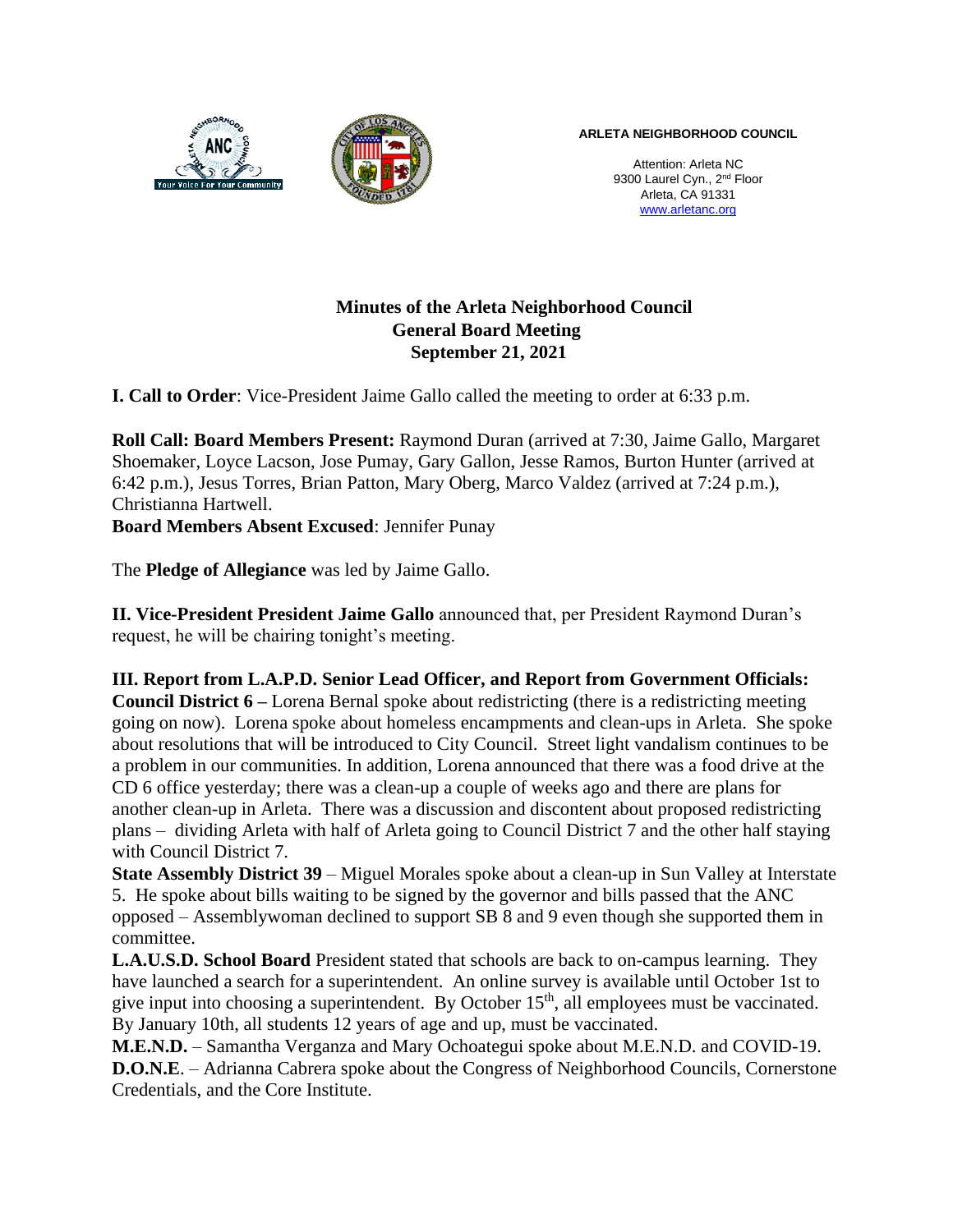**ARLETA NEIGHBORHOOD COUNCIL**

Attention: Arleta NC
9300 Laurel Cyn., 2nd Floor
Arleta, CA 91331
www.arletanc.org

# Minutes of the Arleta Neighborhood Council
## General Board Meeting
## September 21, 2021

**I. Call to Order**: Vice-President Jaime Gallo called the meeting to order at 6:33 p.m.

**Roll Call: Board Members Present:** Raymond Duran (arrived at 7:30, Jaime Gallo, Margaret Shoemaker, Loyce Lacson, Jose Pumay, Gary Gallon, Jesse Ramos, Burton Hunter (arrived at 6:42 p.m.), Jesus Torres, Brian Patton, Mary Oberg, Marco Valdez (arrived at 7:24 p.m.), Christianna Hartwell.
**Board Members Absent Excused**: Jennifer Punay

The **Pledge of Allegiance** was led by Jaime Gallo.

**II. Vice-President President Jaime Gallo** announced that, per President Raymond Duran's request, he will be chairing tonight's meeting.

**III. Report from L.A.P.D. Senior Lead Officer, and Report from Government Officials:**
**Council District 6 –** Lorena Bernal spoke about redistricting (there is a redistricting meeting going on now). Lorena spoke about homeless encampments and clean-ups in Arleta. She spoke about resolutions that will be introduced to City Council. Street light vandalism continues to be a problem in our communities. In addition, Lorena announced that there was a food drive at the CD 6 office yesterday; there was a clean-up a couple of weeks ago and there are plans for another clean-up in Arleta. There was a discussion and discontent about proposed redistricting plans – dividing Arleta with half of Arleta going to Council District 7 and the other half staying with Council District 7.
**State Assembly District 39** – Miguel Morales spoke about a clean-up in Sun Valley at Interstate 5. He spoke about bills waiting to be signed by the governor and bills passed that the ANC opposed – Assemblywoman declined to support SB 8 and 9 even though she supported them in committee.
**L.A.U.S.D. School Board** President stated that schools are back to on-campus learning. They have launched a search for a superintendent. An online survey is available until October 1st to give input into choosing a superintendent. By October 15th, all employees must be vaccinated. By January 10th, all students 12 years of age and up, must be vaccinated.
**M.E.N.D.** – Samantha Verganza and Mary Ochoategui spoke about M.E.N.D. and COVID-19.
**D.O.N.E**. – Adrianna Cabrera spoke about the Congress of Neighborhood Councils, Cornerstone Credentials, and the Core Institute.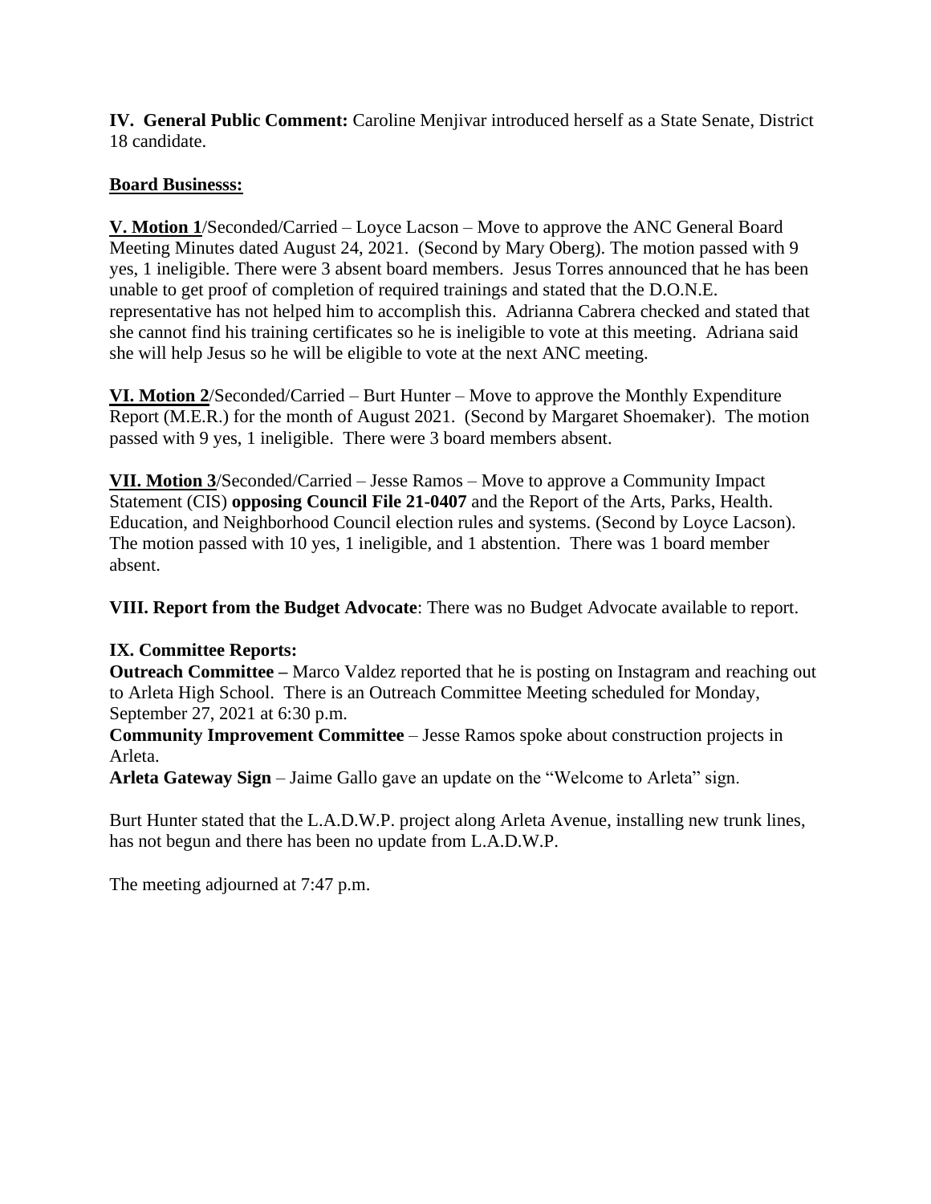**IV. General Public Comment:** Caroline Menjivar introduced herself as a State Senate, District 18 candidate.

**Board Businesss:**

**V. Motion 1**/Seconded/Carried – Loyce Lacson – Move to approve the ANC General Board Meeting Minutes dated August 24, 2021. (Second by Mary Oberg). The motion passed with 9 yes, 1 ineligible. There were 3 absent board members. Jesus Torres announced that he has been unable to get proof of completion of required trainings and stated that the D.O.N.E. representative has not helped him to accomplish this. Adrianna Cabrera checked and stated that she cannot find his training certificates so he is ineligible to vote at this meeting. Adriana said she will help Jesus so he will be eligible to vote at the next ANC meeting.

**VI. Motion 2**/Seconded/Carried – Burt Hunter – Move to approve the Monthly Expenditure Report (M.E.R.) for the month of August 2021. (Second by Margaret Shoemaker). The motion passed with 9 yes, 1 ineligible. There were 3 board members absent.

**VII. Motion 3**/Seconded/Carried – Jesse Ramos – Move to approve a Community Impact Statement (CIS) **opposing Council File 21-0407** and the Report of the Arts, Parks, Health. Education, and Neighborhood Council election rules and systems. (Second by Loyce Lacson). The motion passed with 10 yes, 1 ineligible, and 1 abstention. There was 1 board member absent.

**VIII. Report from the Budget Advocate**: There was no Budget Advocate available to report.

**IX. Committee Reports:**

**Outreach Committee –** Marco Valdez reported that he is posting on Instagram and reaching out to Arleta High School. There is an Outreach Committee Meeting scheduled for Monday, September 27, 2021 at 6:30 p.m.

**Community Improvement Committee** – Jesse Ramos spoke about construction projects in Arleta.

**Arleta Gateway Sign** – Jaime Gallo gave an update on the "Welcome to Arleta" sign.

Burt Hunter stated that the L.A.D.W.P. project along Arleta Avenue, installing new trunk lines, has not begun and there has been no update from L.A.D.W.P.

The meeting adjourned at 7:47 p.m.